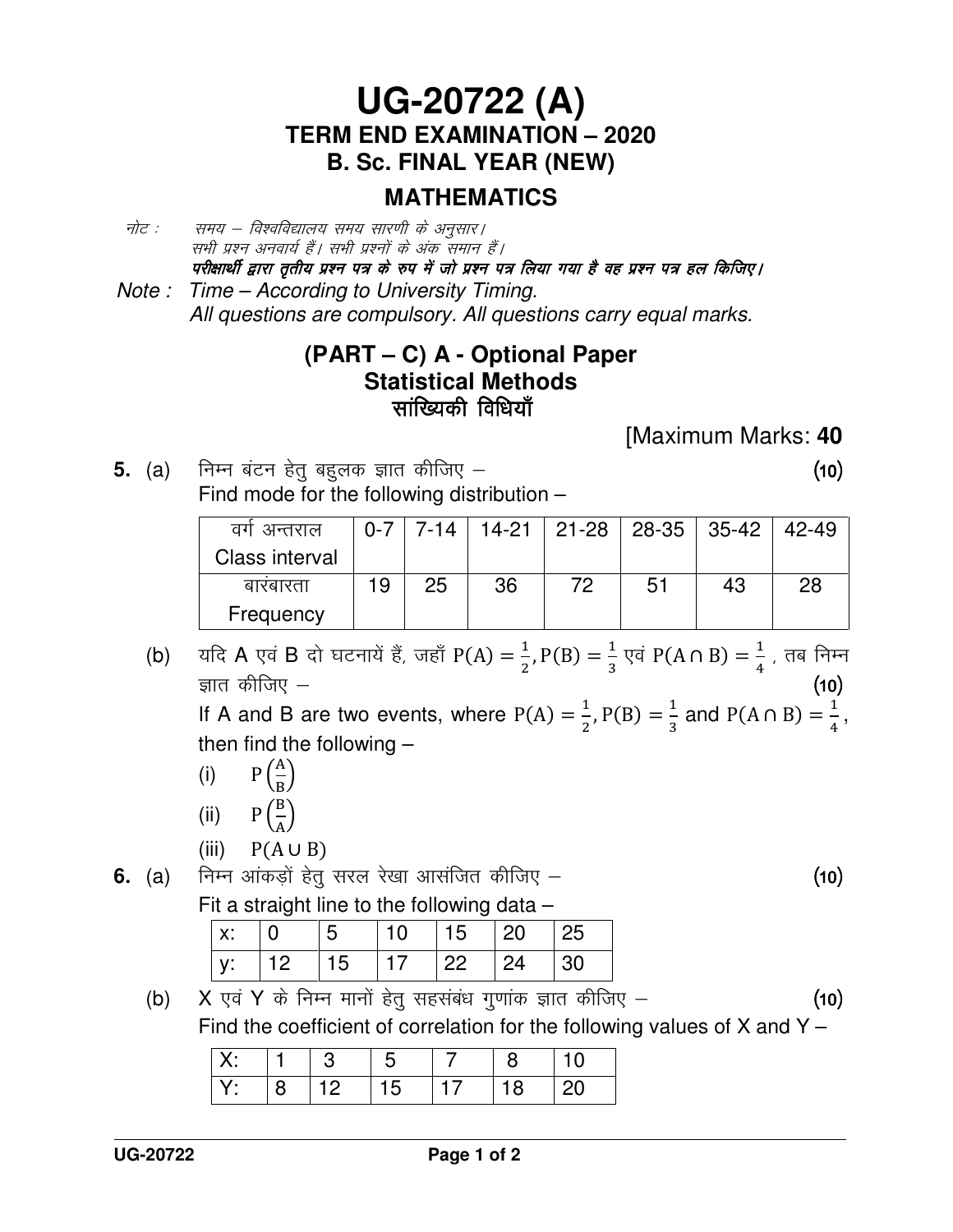# UG-20722 (A)

## TERM END EXAMINATION – 2020

## B. Sc. FINAL YEAR (NEW)

## MATHEMATICS

नोट : समय – विश्वविद्यालय समय सारणी के अनुसार।
सभी प्रश्न अनवार्य हैं। सभी प्रश्नों के अंक समान हैं।
***परीक्षार्थी द्वारा तृतीय प्रश्न पत्र के रुप में जो प्रश्न पत्र लिया गया है वह प्रश्न पत्र हल किजिए।***

*Note : Time – According to University Timing.*
*All questions are compulsory. All questions carry equal marks.*

### (PART – C) A - Optional Paper
### Statistical Methods
### सांख्यिकी विधियाँ

[Maximum Marks: **40**

**5.** (a) निम्न बंटन हेतु बहुलक ज्ञात कीजिए – (10)
Find mode for the following distribution –

| वर्ग अन्तराल Class interval | 0-7 | 7-14 | 14-21 | 21-28 | 28-35 | 35-42 | 42-49 |
|---|---|---|---|---|---|---|---|
| बारंबारता Frequency | 19 | 25 | 36 | 72 | 51 | 43 | 28 |

(b) यदि A एवं B दो घटनायें हैं, जहाँ $P(A) = \frac{1}{2}, P(B) = \frac{1}{3}$ एवं $P(A \cap B) = \frac{1}{4}$ , तब निम्न ज्ञात कीजिए – (10)
If A and B are two events, where $P(A) = \frac{1}{2}, P(B) = \frac{1}{3}$ and $P(A \cap B) = \frac{1}{4}$, then find the following –

(i) $P\left(\frac{A}{B}\right)$

(ii) $P\left(\frac{B}{A}\right)$

(iii) $P(A \cup B)$

**6.** (a) निम्न आंकड़ों हेतु सरल रेखा आसंजित कीजिए – (10)
Fit a straight line to the following data –

| x: | 0 | 5 | 10 | 15 | 20 | 25 |
|---|---|---|---|---|---|---|
| y: | 12 | 15 | 17 | 22 | 24 | 30 |

(b) X एवं Y के निम्न मानों हेतु सहसंबंध गुणांक ज्ञात कीजिए – (10)
Find the coefficient of correlation for the following values of X and Y –

| X: | 1 | 3 | 5 | 7 | 8 | 10 |
|---|---|---|---|---|---|---|
| Y: | 8 | 12 | 15 | 17 | 18 | 20 |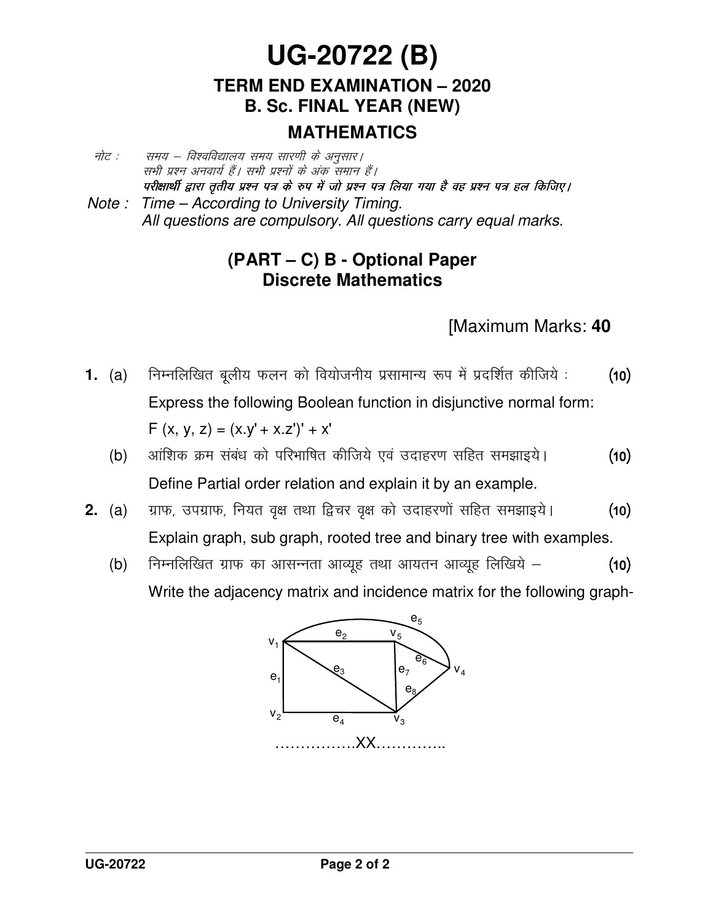# UG-20722 (B)

## TERM END EXAMINATION – 2020

## B. Sc. FINAL YEAR (NEW)

## MATHEMATICS

नोट : समय – विश्वविद्यालय समय सारणी के अनुसार।
सभी प्रश्न अनवार्य हैं। सभी प्रश्नों के अंक समान हैं।
**परीक्षार्थी द्वारा तृतीय प्रश्न पत्र के रुप में जो प्रश्न पत्र लिया गया है वह प्रश्न पत्र हल किजिए।**

*Note : Time – According to University Timing.*
*All questions are compulsory. All questions carry equal marks.*

### (PART – C) B - Optional Paper
### Discrete Mathematics

[Maximum Marks: **40**

**1.** (a) निम्नलिखित बूलीय फलन को वियोजनीय प्रसामान्य रूप में प्रदर्शित कीजिये : **(10)**

Express the following Boolean function in disjunctive normal form:

$F(x, y, z) = (x.y' + x.z')' + x'$

(b) आंशिक क्रम संबंध को परिभाषित कीजिये एवं उदाहरण सहित समझाइये। **(10)**

Define Partial order relation and explain it by an example.

**2.** (a) ग्राफ, उपग्राफ, नियत वृक्ष तथा द्विचर वृक्ष को उदाहरणों सहित समझाइये। **(10)**

Explain graph, sub graph, rooted tree and binary tree with examples.

(b) निम्नलिखित ग्राफ का आसन्नता आव्यूह तथा आयतन आव्यूह लिखिये – **(10)**

Write the adjacency matrix and incidence matrix for the following graph-

$v_1$ $v_2$ $v_3$ $v_4$ $v_5$
$e_1$ $e_2$ $e_3$ $e_4$ $e_5$ $e_6$ $e_7$ $e_8$

…………….XX…………..